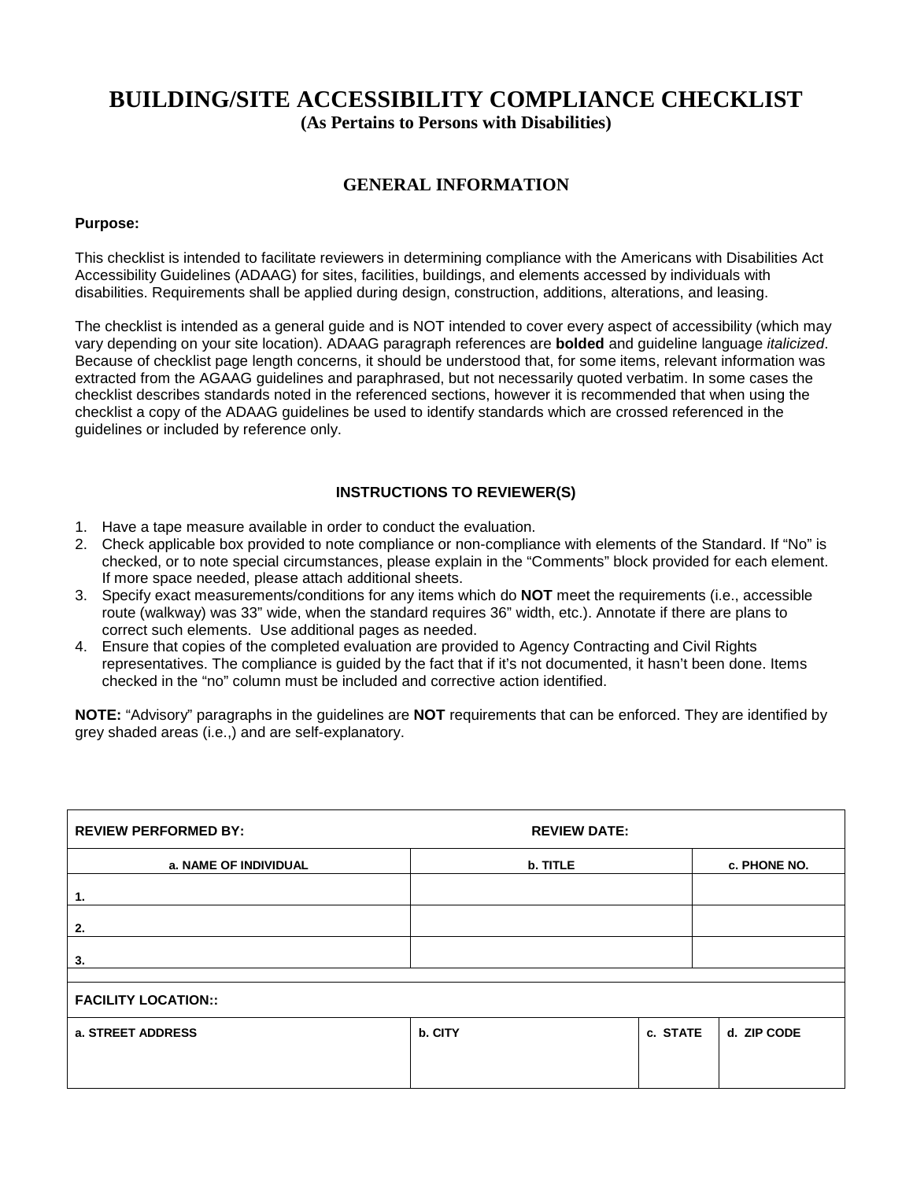# BUILDING/SITE ACCESSIBILITY COMPLIANCE CHECKLIST

**(As Pertains to Persons with Disabilities)**

## GENERAL INFORMATION

**Purpose:**

This checklist is intended to facilitate reviewers in determining compliance with the Americans with Disabilities Act Accessibility Guidelines (ADAAG) for sites, facilities, buildings, and elements accessed by individuals with disabilities. Requirements shall be applied during design, construction, additions, alterations, and leasing.

The checklist is intended as a general guide and is NOT intended to cover every aspect of accessibility (which may vary depending on your site location). ADAAG paragraph references are **bolded** and guideline language *italicized*. Because of checklist page length concerns, it should be understood that, for some items, relevant information was extracted from the AGAAG guidelines and paraphrased, but not necessarily quoted verbatim. In some cases the checklist describes standards noted in the referenced sections, however it is recommended that when using the checklist a copy of the ADAAG guidelines be used to identify standards which are crossed referenced in the guidelines or included by reference only.

### INSTRUCTIONS TO REVIEWER(S)

1. Have a tape measure available in order to conduct the evaluation.
2. Check applicable box provided to note compliance or non-compliance with elements of the Standard. If "No" is checked, or to note special circumstances, please explain in the "Comments" block provided for each element. If more space needed, please attach additional sheets.
3. Specify exact measurements/conditions for any items which do **NOT** meet the requirements (i.e., accessible route (walkway) was 33" wide, when the standard requires 36" width, etc.). Annotate if there are plans to correct such elements. Use additional pages as needed.
4. Ensure that copies of the completed evaluation are provided to Agency Contracting and Civil Rights representatives. The compliance is guided by the fact that if it's not documented, it hasn't been done. Items checked in the "no" column must be included and corrective action identified.

**NOTE:** "Advisory" paragraphs in the guidelines are **NOT** requirements that can be enforced. They are identified by grey shaded areas (i.e.,) and are self-explanatory.

| **REVIEW PERFORMED BY:** | **REVIEW DATE:** | | |
|---|---|---|---|
| **a. NAME OF INDIVIDUAL** | **b. TITLE** | | **c. PHONE NO.** |
| **1.** | | | |
| **2.** | | | |
| **3.** | | | |
| | | | |
| **FACILITY LOCATION::** | | | |
| **a. STREET ADDRESS** | **b. CITY** | **c. STATE** | **d. ZIP CODE** |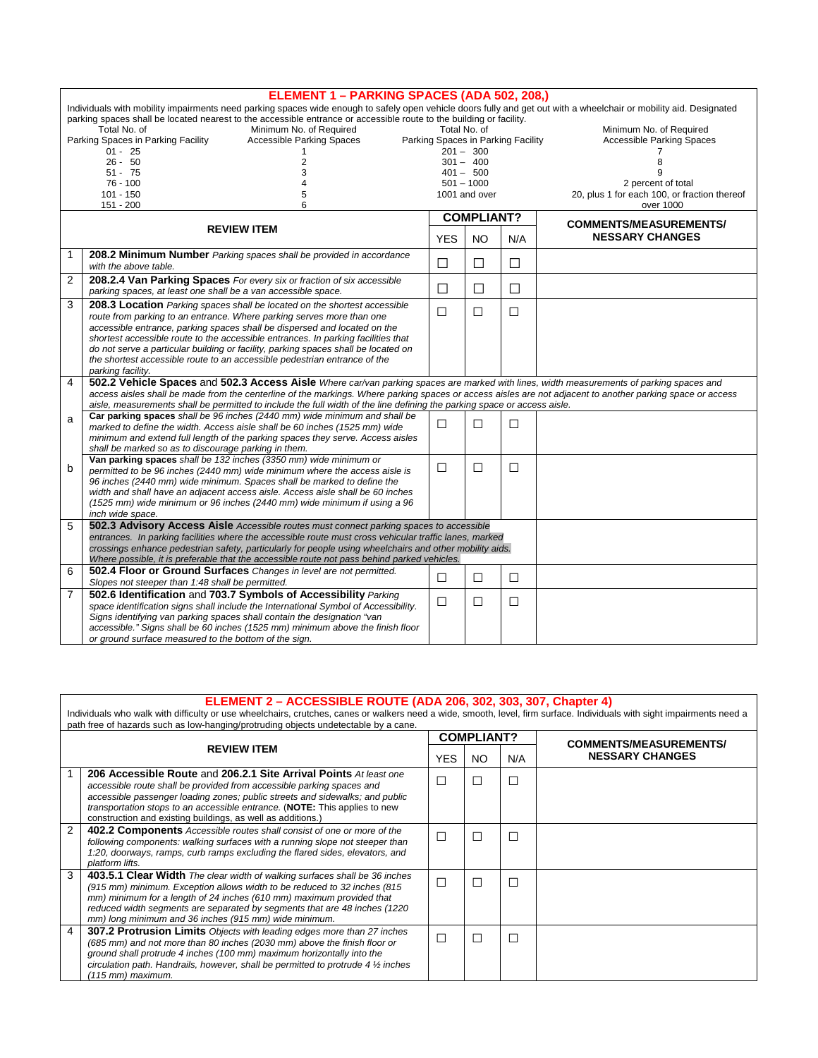## ELEMENT 1 – PARKING SPACES (ADA 502, 208,)

Individuals with mobility impairments need parking spaces wide enough to safely open vehicle doors fully and get out with a wheelchair or mobility aid. Designated parking spaces shall be located nearest to the accessible entrance or accessible route to the building or facility.

| Total No. of Parking Spaces in Parking Facility | Minimum No. of Required Accessible Parking Spaces | Total No. of Parking Spaces in Parking Facility | Minimum No. of Required Accessible Parking Spaces |
|---|---|---|---|
| 01 - 25 | 1 | 201 – 300 | 7 |
| 26 - 50 | 2 | 301 – 400 | 8 |
| 51 - 75 | 3 | 401 – 500 | 9 |
| 76 - 100 | 4 | 501 – 1000 | 2 percent of total |
| 101 - 150 | 5 | 1001 and over | 20, plus 1 for each 100, or fraction thereof over 1000 |
| 151 - 200 | 6 | | |

| | REVIEW ITEM | COMPLIANT? YES | NO | N/A | COMMENTS/MEASUREMENTS/ NESSARY CHANGES |
|---|---|---|---|---|---|
| 1 | **208.2 Minimum Number** *Parking spaces shall be provided in accordance with the above table.* | ☐ | ☐ | ☐ | |
| 2 | **208.2.4 Van Parking Spaces** *For every six or fraction of six accessible parking spaces, at least one shall be a van accessible space.* | ☐ | ☐ | ☐ | |
| 3 | **208.3 Location** *Parking spaces shall be located on the shortest accessible route from parking to an entrance. Where parking serves more than one accessible entrance, parking spaces shall be dispersed and located on the shortest accessible route to the accessible entrances. In parking facilities that do not serve a particular building or facility, parking spaces shall be located on the shortest accessible route to an accessible pedestrian entrance of the parking facility.* | ☐ | ☐ | ☐ | |
| 4 | **502.2 Vehicle Spaces** and **502.3 Access Aisle** *Where car/van parking spaces are marked with lines, width measurements of parking spaces and access aisles shall be made from the centerline of the markings. Where parking spaces or access aisles are not adjacent to another parking space or access aisle, measurements shall be permitted to include the full width of the line defining the parking space or access aisle.* | | | | |
| a | **Car parking spaces** *shall be 96 inches (2440 mm) wide minimum and shall be marked to define the width. Access aisle shall be 60 inches (1525 mm) wide minimum and extend full length of the parking spaces they serve. Access aisles shall be marked so as to discourage parking in them.* | ☐ | ☐ | ☐ | |
| b | **Van parking spaces** *shall be 132 inches (3350 mm) wide minimum or permitted to be 96 inches (2440 mm) wide minimum where the access aisle is 96 inches (2440 mm) wide minimum. Spaces shall be marked to define the width and shall have an adjacent access aisle. Access aisle shall be 60 inches (1525 mm) wide minimum or 96 inches (2440 mm) wide minimum if using a 96 inch wide space.* | ☐ | ☐ | ☐ | |
| 5 | **502.3 Advisory Access Aisle** *Accessible routes must connect parking spaces to accessible entrances. In parking facilities where the accessible route must cross vehicular traffic lanes, marked crossings enhance pedestrian safety, particularly for people using wheelchairs and other mobility aids. Where possible, it is preferable that the accessible route not pass behind parked vehicles.* | | | | |
| 6 | **502.4 Floor or Ground Surfaces** *Changes in level are not permitted. Slopes not steeper than 1:48 shall be permitted.* | ☐ | ☐ | ☐ | |
| 7 | **502.6 Identification** and **703.7 Symbols of Accessibility** *Parking space identification signs shall include the International Symbol of Accessibility. Signs identifying van parking spaces shall contain the designation "van accessible." Signs shall be 60 inches (1525 mm) minimum above the finish floor or ground surface measured to the bottom of the sign.* | ☐ | ☐ | ☐ | |

## ELEMENT 2 – ACCESSIBLE ROUTE (ADA 206, 302, 303, 307, Chapter 4)

Individuals who walk with difficulty or use wheelchairs, crutches, canes or walkers need a wide, smooth, level, firm surface. Individuals with sight impairments need a path free of hazards such as low-hanging/protruding objects undetectable by a cane.

| | REVIEW ITEM | COMPLIANT? YES | NO | N/A | COMMENTS/MEASUREMENTS/ NESSARY CHANGES |
|---|---|---|---|---|---|
| 1 | **206 Accessible Route** and **206.2.1 Site Arrival Points** *At least one accessible route shall be provided from accessible parking spaces and accessible passenger loading zones; public streets and sidewalks; and public transportation stops to an accessible entrance.* (**NOTE:** This applies to new construction and existing buildings, as well as additions.) | ☐ | ☐ | ☐ | |
| 2 | **402.2 Components** *Accessible routes shall consist of one or more of the following components: walking surfaces with a running slope not steeper than 1:20, doorways, ramps, curb ramps excluding the flared sides, elevators, and platform lifts.* | ☐ | ☐ | ☐ | |
| 3 | **403.5.1 Clear Width** *The clear width of walking surfaces shall be 36 inches (915 mm) minimum. Exception allows width to be reduced to 32 inches (815 mm) minimum for a length of 24 inches (610 mm) maximum provided that reduced width segments are separated by segments that are 48 inches (1220 mm) long minimum and 36 inches (915 mm) wide minimum.* | ☐ | ☐ | ☐ | |
| 4 | **307.2 Protrusion Limits** *Objects with leading edges more than 27 inches (685 mm) and not more than 80 inches (2030 mm) above the finish floor or ground shall protrude 4 inches (100 mm) maximum horizontally into the circulation path. Handrails, however, shall be permitted to protrude 4 ½ inches (115 mm) maximum.* | ☐ | ☐ | ☐ | |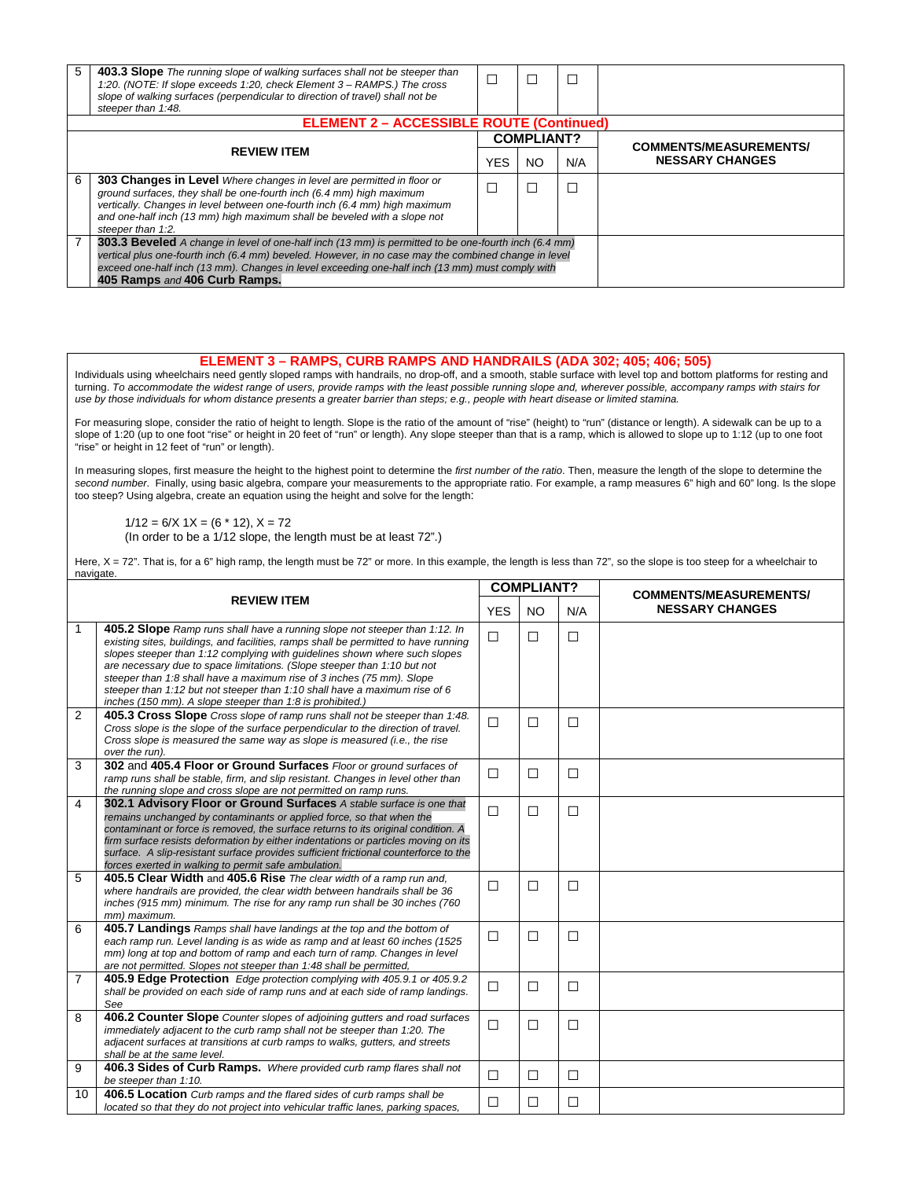| | REVIEW ITEM | YES | NO | N/A | COMMENTS/MEASUREMENTS/ NESSARY CHANGES |
|---|---|---|---|---|---|
| 5 | **403.3 Slope** *The running slope of walking surfaces shall not be steeper than 1:20. (NOTE: If slope exceeds 1:20, check Element 3 – RAMPS.) The cross slope of walking surfaces (perpendicular to direction of travel) shall not be steeper than 1:48.* | ☐ | ☐ | ☐ | |

## ELEMENT 2 – ACCESSIBLE ROUTE (Continued)

| | REVIEW ITEM | COMPLIANT? | | | COMMENTS/MEASUREMENTS/ NESSARY CHANGES |
|---|---|---|---|---|---|
| | | YES | NO | N/A | |
| 6 | **303 Changes in Level** *Where changes in level are permitted in floor or ground surfaces, they shall be one-fourth inch (6.4 mm) high maximum vertically. Changes in level between one-fourth inch (6.4 mm) high maximum and one-half inch (13 mm) high maximum shall be beveled with a slope not steeper than 1:2.* | ☐ | ☐ | ☐ | |
| 7 | **303.3 Beveled** *A change in level of one-half inch (13 mm) is permitted to be one-fourth inch (6.4 mm) vertical plus one-fourth inch (6.4 mm) beveled. However, in no case may the combined change in level exceed one-half inch (13 mm). Changes in level exceeding one-half inch (13 mm) must comply with* **405 Ramps** *and* **406 Curb Ramps.** | | | | |

## ELEMENT 3 – RAMPS, CURB RAMPS AND HANDRAILS (ADA 302; 405; 406; 505)

Individuals using wheelchairs need gently sloped ramps with handrails, no drop-off, and a smooth, stable surface with level top and bottom platforms for resting and turning. *To accommodate the widest range of users, provide ramps with the least possible running slope and, wherever possible, accompany ramps with stairs for use by those individuals for whom distance presents a greater barrier than steps; e.g., people with heart disease or limited stamina.*

For measuring slope, consider the ratio of height to length. Slope is the ratio of the amount of "rise" (height) to "run" (distance or length). A sidewalk can be up to a slope of 1:20 (up to one foot "rise" or height in 20 feet of "run" or length). Any slope steeper than that is a ramp, which is allowed to slope up to 1:12 (up to one foot "rise" or height in 12 feet of "run" or length).

In measuring slopes, first measure the height to the highest point to determine the *first number of the ratio.* Then, measure the length of the slope to determine the *second number*. Finally, using basic algebra, compare your measurements to the appropriate ratio. For example, a ramp measures 6" high and 60" long. Is the slope too steep? Using algebra, create an equation using the height and solve for the length:

> $1/12 = 6/X$ $1X = (6 * 12)$, $X = 72$
> (In order to be a 1/12 slope, the length must be at least 72".)

Here, X = 72". That is, for a 6" high ramp, the length must be 72" or more. In this example, the length is less than 72", so the slope is too steep for a wheelchair to navigate.

| | REVIEW ITEM | COMPLIANT? | | | COMMENTS/MEASUREMENTS/ NESSARY CHANGES |
|---|---|---|---|---|---|
| | | YES | NO | N/A | |
| 1 | **405.2 Slope** *Ramp runs shall have a running slope not steeper than 1:12. In existing sites, buildings, and facilities, ramps shall be permitted to have running slopes steeper than 1:12 complying with guidelines shown where such slopes are necessary due to space limitations. (Slope steeper than 1:10 but not steeper than 1:8 shall have a maximum rise of 3 inches (75 mm). Slope steeper than 1:12 but not steeper than 1:10 shall have a maximum rise of 6 inches (150 mm). A slope steeper than 1:8 is prohibited.)* | ☐ | ☐ | ☐ | |
| 2 | **405.3 Cross Slope** *Cross slope of ramp runs shall not be steeper than 1:48. Cross slope is the slope of the surface perpendicular to the direction of travel. Cross slope is measured the same way as slope is measured (i.e., the rise over the run).* | ☐ | ☐ | ☐ | |
| 3 | **302** and **405.4 Floor or Ground Surfaces** *Floor or ground surfaces of ramp runs shall be stable, firm, and slip resistant. Changes in level other than the running slope and cross slope are not permitted on ramp runs.* | ☐ | ☐ | ☐ | |
| 4 | **302.1 Advisory Floor or Ground Surfaces** *A stable surface is one that remains unchanged by contaminants or applied force, so that when the contaminant or force is removed, the surface returns to its original condition. A firm surface resists deformation by either indentations or particles moving on its surface. A slip-resistant surface provides sufficient frictional counterforce to the forces exerted in walking to permit safe ambulation.* | ☐ | ☐ | ☐ | |
| 5 | **405.5 Clear Width** and **405.6 Rise** *The clear width of a ramp run and, where handrails are provided, the clear width between handrails shall be 36 inches (915 mm) minimum. The rise for any ramp run shall be 30 inches (760 mm) maximum.* | ☐ | ☐ | ☐ | |
| 6 | **405.7 Landings** *Ramps shall have landings at the top and the bottom of each ramp run. Level landing is as wide as ramp and at least 60 inches (1525 mm) long at top and bottom of ramp and each turn of ramp. Changes in level are not permitted. Slopes not steeper than 1:48 shall be permitted.* | ☐ | ☐ | ☐ | |
| 7 | **405.9 Edge Protection** *Edge protection complying with 405.9.1 or 405.9.2 shall be provided on each side of ramp runs and at each side of ramp landings. See* | ☐ | ☐ | ☐ | |
| 8 | **406.2 Counter Slope** *Counter slopes of adjoining gutters and road surfaces immediately adjacent to the curb ramp shall not be steeper than 1:20. The adjacent surfaces at transitions at curb ramps to walks, gutters, and streets shall be at the same level.* | ☐ | ☐ | ☐ | |
| 9 | **406.3 Sides of Curb Ramps.** *Where provided curb ramp flares shall not be steeper than 1:10.* | ☐ | ☐ | ☐ | |
| 10 | **406.5 Location** *Curb ramps and the flared sides of curb ramps shall be located so that they do not project into vehicular traffic lanes, parking spaces,* | ☐ | ☐ | ☐ | |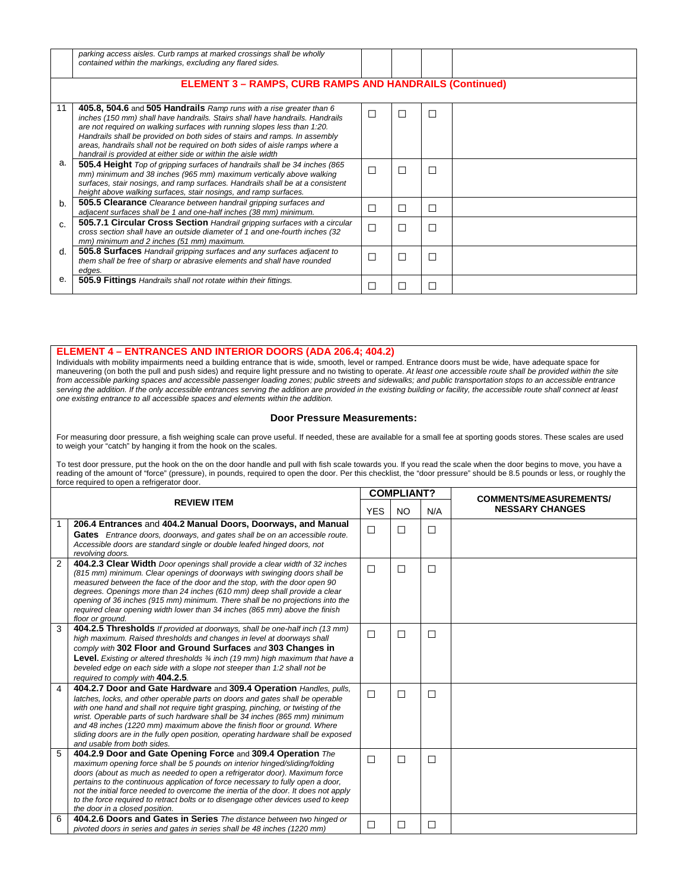| | | | | | |
|---|---|---|---|---|---|
| | *parking access aisles. Curb ramps at marked crossings shall be wholly contained within the markings, excluding any flared sides.* | | | | |

## ELEMENT 3 – RAMPS, CURB RAMPS AND HANDRAILS (Continued)

| | | | | | |
|---|---|---|---|---|---|
| 11 | **405.8, 504.6** and **505 Handrails** *Ramp runs with a rise greater than 6 inches (150 mm) shall have handrails. Stairs shall have handrails. Handrails are not required on walking surfaces with running slopes less than 1:20. Handrails shall be provided on both sides of stairs and ramps. In assembly areas, handrails shall not be required on both sides of aisle ramps where a handrail is provided at either side or within the aisle width* | ☐ | ☐ | ☐ | |
| a. | **505.4 Height** *Top of gripping surfaces of handrails shall be 34 inches (865 mm) minimum and 38 inches (965 mm) maximum vertically above walking surfaces, stair nosings, and ramp surfaces. Handrails shall be at a consistent height above walking surfaces, stair nosings, and ramp surfaces.* | ☐ | ☐ | ☐ | |
| b. | **505.5 Clearance** *Clearance between handrail gripping surfaces and adjacent surfaces shall be 1 and one-half inches (38 mm) minimum.* | ☐ | ☐ | ☐ | |
| c. | **505.7.1 Circular Cross Section** *Handrail gripping surfaces with a circular cross section shall have an outside diameter of 1 and one-fourth inches (32 mm) minimum and 2 inches (51 mm) maximum.* | ☐ | ☐ | ☐ | |
| d. | **505.8 Surfaces** *Handrail gripping surfaces and any surfaces adjacent to them shall be free of sharp or abrasive elements and shall have rounded edges.* | ☐ | ☐ | ☐ | |
| e. | **505.9 Fittings** *Handrails shall not rotate within their fittings.* | ☐ | ☐ | ☐ | |

## ELEMENT 4 – ENTRANCES AND INTERIOR DOORS (ADA 206.4; 404.2)

Individuals with mobility impairments need a building entrance that is wide, smooth, level or ramped. Entrance doors must be wide, have adequate space for maneuvering (on both the pull and push sides) and require light pressure and no twisting to operate. *At least one accessible route shall be provided within the site from accessible parking spaces and accessible passenger loading zones; public streets and sidewalks; and public transportation stops to an accessible entrance serving the addition. If the only accessible entrances serving the addition are provided in the existing building or facility, the accessible route shall connect at least one existing entrance to all accessible spaces and elements within the addition.*

### Door Pressure Measurements:

For measuring door pressure, a fish weighing scale can prove useful. If needed, these are available for a small fee at sporting goods stores. These scales are used to weigh your "catch" by hanging it from the hook on the scales.

To test door pressure, put the hook on the on the door handle and pull with fish scale towards you. If you read the scale when the door begins to move, you have a reading of the amount of "force" (pressure), in pounds, required to open the door. Per this checklist, the "door pressure" should be 8.5 pounds or less, or roughly the force required to open a refrigerator door.

| | REVIEW ITEM | COMPLIANT? | | | COMMENTS/MEASUREMENTS/ NESSARY CHANGES |
|---|---|---|---|---|---|
| | | YES | NO | N/A | |
| 1 | **206.4 Entrances** and **404.2 Manual Doors, Doorways, and Manual Gates** *Entrance doors, doorways, and gates shall be on an accessible route. Accessible doors are standard single or double leafed hinged doors, not revolving doors.* | ☐ | ☐ | ☐ | |
| 2 | **404.2.3 Clear Width** *Door openings shall provide a clear width of 32 inches (815 mm) minimum. Clear openings of doorways with swinging doors shall be measured between the face of the door and the stop, with the door open 90 degrees. Openings more than 24 inches (610 mm) deep shall provide a clear opening of 36 inches (915 mm) minimum. There shall be no projections into the required clear opening width lower than 34 inches (865 mm) above the finish floor or ground.* | ☐ | ☐ | ☐ | |
| 3 | **404.2.5 Thresholds** *If provided at doorways, shall be one-half inch (13 mm) high maximum. Raised thresholds and changes in level at doorways shall comply with* **302 Floor and Ground Surfaces** *and* **303 Changes in Level.** *Existing or altered thresholds ¾ inch (19 mm) high maximum that have a beveled edge on each side with a slope not steeper than 1:2 shall not be required to comply with* **404.2.5**. | ☐ | ☐ | ☐ | |
| 4 | **404.2.7 Door and Gate Hardware** and **309.4 Operation** *Handles, pulls, latches, locks, and other operable parts on doors and gates shall be operable with one hand and shall not require tight grasping, pinching, or twisting of the wrist. Operable parts of such hardware shall be 34 inches (865 mm) minimum and 48 inches (1220 mm) maximum above the finish floor or ground. Where sliding doors are in the fully open position, operating hardware shall be exposed and usable from both sides.* | ☐ | ☐ | ☐ | |
| 5 | **404.2.9 Door and Gate Opening Force** and **309.4 Operation** *The maximum opening force shall be 5 pounds on interior hinged/sliding/folding doors (about as much as needed to open a refrigerator door). Maximum force pertains to the continuous application of force necessary to fully open a door, not the initial force needed to overcome the inertia of the door. It does not apply to the force required to retract bolts or to disengage other devices used to keep the door in a closed position.* | ☐ | ☐ | ☐ | |
| 6 | **404.2.6 Doors and Gates in Series** *The distance between two hinged or pivoted doors in series and gates in series shall be 48 inches (1220 mm)* | ☐ | ☐ | ☐ | |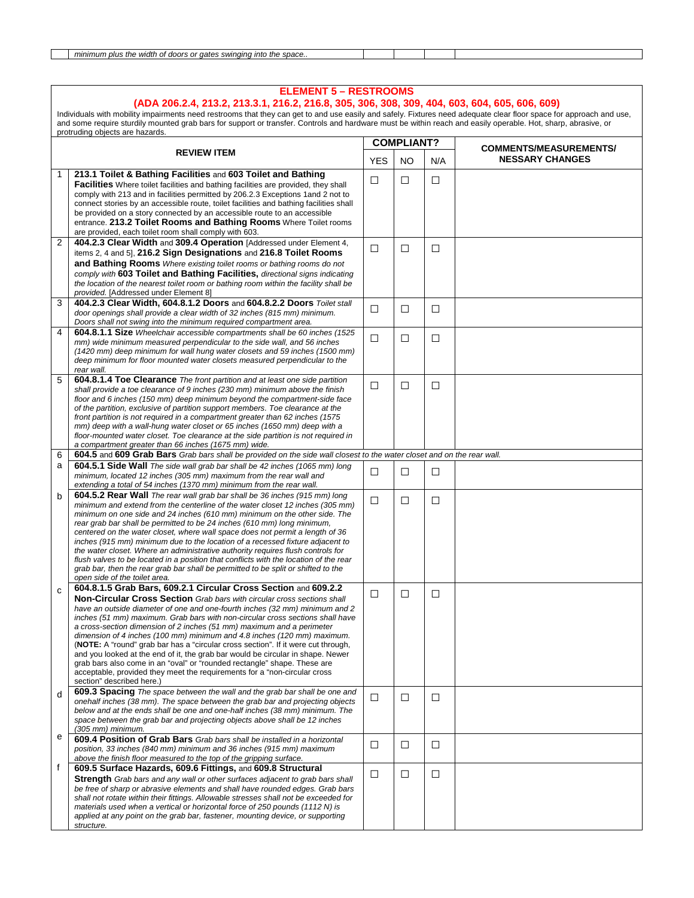|  | *minimum plus the width of doors or gates swinging into the space..* |  |  |  |  |
|---|---|---|---|---|---|

## ELEMENT 5 – RESTROOMS
### (ADA 206.2.4, 213.2, 213.3.1, 216.2, 216.8, 305, 306, 308, 309, 404, 603, 604, 605, 606, 609)

Individuals with mobility impairments need restrooms that they can get to and use easily and safely. Fixtures need adequate clear floor space for approach and use, and some require sturdily mounted grab bars for support or transfer. Controls and hardware must be within reach and easily operable. Hot, sharp, abrasive, or protruding objects are hazards.

|  | REVIEW ITEM | COMPLIANT? YES | NO | N/A | COMMENTS/MEASUREMENTS/ NESSARY CHANGES |
|---|---|---|---|---|---|
| 1 | **213.1 Toilet & Bathing Facilities** and **603 Toilet and Bathing Facilities** Where toilet facilities and bathing facilities are provided, they shall comply with 213 and in facilities permitted by 206.2.3 Exceptions 1and 2 not to connect stories by an accessible route, toilet facilities and bathing facilities shall be provided on a story connected by an accessible route to an accessible entrance. **213.2 Toilet Rooms and Bathing Rooms** Where Toilet rooms are provided, each toilet room shall comply with 603. | ☐ | ☐ | ☐ |  |
| 2 | **404.2.3 Clear Width** and **309.4 Operation** [Addressed under Element 4, items 2, 4 and 5], **216.2 Sign Designations** and **216.8 Toilet Rooms and Bathing Rooms** *Where existing toilet rooms or bathing rooms do not comply with* **603 Toilet and Bathing Facilities,** *directional signs indicating the location of the nearest toilet room or bathing room within the facility shall be provided.* [Addressed under Element 8] | ☐ | ☐ | ☐ |  |
| 3 | **404.2.3 Clear Width, 604.8.1.2 Doors** and **604.8.2.2 Doors** *Toilet stall door openings shall provide a clear width of 32 inches (815 mm) minimum. Doors shall not swing into the minimum required compartment area.* | ☐ | ☐ | ☐ |  |
| 4 | **604.8.1.1 Size** *Wheelchair accessible compartments shall be 60 inches (1525 mm) wide minimum measured perpendicular to the side wall, and 56 inches (1420 mm) deep minimum for wall hung water closets and 59 inches (1500 mm) deep minimum for floor mounted water closets measured perpendicular to the rear wall.* | ☐ | ☐ | ☐ |  |
| 5 | **604.8.1.4 Toe Clearance** *The front partition and at least one side partition shall provide a toe clearance of 9 inches (230 mm) minimum above the finish floor and 6 inches (150 mm) deep minimum beyond the compartment-side face of the partition, exclusive of partition support members. Toe clearance at the front partition is not required in a compartment greater than 62 inches (1575 mm) deep with a wall-hung water closet or 65 inches (1650 mm) deep with a floor-mounted water closet. Toe clearance at the side partition is not required in a compartment greater than 66 inches (1675 mm) wide.* | ☐ | ☐ | ☐ |  |
| 6 | **604.5** and **609 Grab Bars** *Grab bars shall be provided on the side wall closest to the water closet and on the rear wall.* |  |  |  |  |
| a | **604.5.1 Side Wall** *The side wall grab bar shall be 42 inches (1065 mm) long minimum, located 12 inches (305 mm) maximum from the rear wall and extending a total of 54 inches (1370 mm) minimum from the rear wall.* | ☐ | ☐ | ☐ |  |
| b | **604.5.2 Rear Wall** *The rear wall grab bar shall be 36 inches (915 mm) long minimum and extend from the centerline of the water closet 12 inches (305 mm) minimum on one side and 24 inches (610 mm) minimum on the other side. The rear grab bar shall be permitted to be 24 inches (610 mm) long minimum, centered on the water closet, where wall space does not permit a length of 36 inches (915 mm) minimum due to the location of a recessed fixture adjacent to the water closet. Where an administrative authority requires flush controls for flush valves to be located in a position that conflicts with the location of the rear grab bar, then the rear grab bar shall be permitted to be split or shifted to the open side of the toilet area.* | ☐ | ☐ | ☐ |  |
| c | **604.8.1.5 Grab Bars, 609.2.1 Circular Cross Section** and **609.2.2 Non-Circular Cross Section** *Grab bars with circular cross sections shall have an outside diameter of one and one-fourth inches (32 mm) minimum and 2 inches (51 mm) maximum. Grab bars with non-circular cross sections shall have a cross-section dimension of 2 inches (51 mm) maximum and a perimeter dimension of 4 inches (100 mm) minimum and 4.8 inches (120 mm) maximum.* (**NOTE:** A "round" grab bar has a "circular cross section". If it were cut through, and you looked at the end of it, the grab bar would be circular in shape. Newer grab bars also come in an "oval" or "rounded rectangle" shape. These are acceptable, provided they meet the requirements for a "non-circular cross section" described here.) | ☐ | ☐ | ☐ |  |
| d | **609.3 Spacing** *The space between the wall and the grab bar shall be one and onehalf inches (38 mm). The space between the grab bar and projecting objects below and at the ends shall be one and one-half inches (38 mm) minimum. The space between the grab bar and projecting objects above shall be 12 inches (305 mm) minimum.* | ☐ | ☐ | ☐ |  |
| e | **609.4 Position of Grab Bars** *Grab bars shall be installed in a horizontal position, 33 inches (840 mm) minimum and 36 inches (915 mm) maximum above the finish floor measured to the top of the gripping surface.* | ☐ | ☐ | ☐ |  |
| f | **609.5 Surface Hazards, 609.6 Fittings,** and **609.8 Structural Strength** *Grab bars and any wall or other surfaces adjacent to grab bars shall be free of sharp or abrasive elements and shall have rounded edges. Grab bars shall not rotate within their fittings. Allowable stresses shall not be exceeded for materials used when a vertical or horizontal force of 250 pounds (1112 N) is applied at any point on the grab bar, fastener, mounting device, or supporting structure.* | ☐ | ☐ | ☐ |  |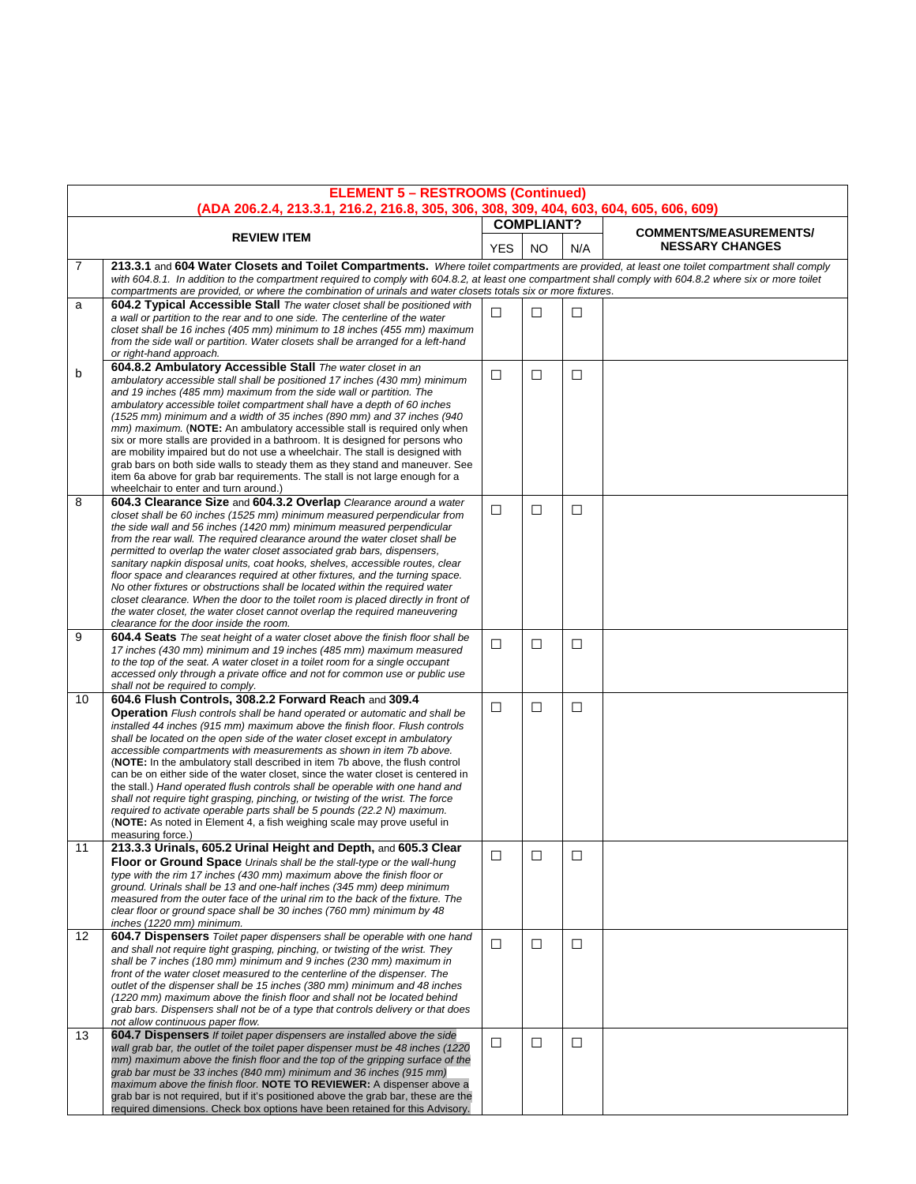| **ELEMENT 5 – RESTROOMS (Continued)**<br>**(ADA 206.2.4, 213.3.1, 216.2, 216.8, 305, 306, 308, 309, 404, 603, 604, 605, 606, 609)** | | | | | |
|---|---|---|---|---|---|
| | **REVIEW ITEM** | **COMPLIANT?** | | | **COMMENTS/MEASUREMENTS/ NESSARY CHANGES** |
| | | YES | NO | N/A | |
| 7 | **213.3.1** and **604 Water Closets and Toilet Compartments.** *Where toilet compartments are provided, at least one toilet compartment shall comply with 604.8.1. In addition to the compartment required to comply with 604.8.2, at least one compartment shall comply with 604.8.2 where six or more toilet compartments are provided, or where the combination of urinals and water closets totals six or more fixtures.* | | | | |
| a | **604.2 Typical Accessible Stall** *The water closet shall be positioned with a wall or partition to the rear and to one side. The centerline of the water closet shall be 16 inches (405 mm) minimum to 18 inches (455 mm) maximum from the side wall or partition. Water closets shall be arranged for a left-hand or right-hand approach.* | ☐ | ☐ | ☐ | |
| b | **604.8.2 Ambulatory Accessible Stall** *The water closet in an ambulatory accessible stall shall be positioned 17 inches (430 mm) minimum and 19 inches (485 mm) maximum from the side wall or partition. The ambulatory accessible toilet compartment shall have a depth of 60 inches (1525 mm) minimum and a width of 35 inches (890 mm) and 37 inches (940 mm) maximum.* (**NOTE:** An ambulatory accessible stall is required only when six or more stalls are provided in a bathroom. It is designed for persons who are mobility impaired but do not use a wheelchair. The stall is designed with grab bars on both side walls to steady them as they stand and maneuver. See item 6a above for grab bar requirements. The stall is not large enough for a wheelchair to enter and turn around.) | ☐ | ☐ | ☐ | |
| 8 | **604.3 Clearance Size** and **604.3.2 Overlap** *Clearance around a water closet shall be 60 inches (1525 mm) minimum measured perpendicular from the side wall and 56 inches (1420 mm) minimum measured perpendicular from the rear wall. The required clearance around the water closet shall be permitted to overlap the water closet associated grab bars, dispensers, sanitary napkin disposal units, coat hooks, shelves, accessible routes, clear floor space and clearances required at other fixtures, and the turning space. No other fixtures or obstructions shall be located within the required water closet clearance. When the door to the toilet room is placed directly in front of the water closet, the water closet cannot overlap the required maneuvering clearance for the door inside the room.* | ☐ | ☐ | ☐ | |
| 9 | **604.4 Seats** *The seat height of a water closet above the finish floor shall be 17 inches (430 mm) minimum and 19 inches (485 mm) maximum measured to the top of the seat. A water closet in a toilet room for a single occupant accessed only through a private office and not for common use or public use shall not be required to comply.* | ☐ | ☐ | ☐ | |
| 10 | **604.6 Flush Controls, 308.2.2 Forward Reach** and **309.4 Operation** *Flush controls shall be hand operated or automatic and shall be installed 44 inches (915 mm) maximum above the finish floor. Flush controls shall be located on the open side of the water closet except in ambulatory accessible compartments with measurements as shown in item 7b above.* (**NOTE:** In the ambulatory stall described in item 7b above, the flush control can be on either side of the water closet, since the water closet is centered in the stall.) *Hand operated flush controls shall be operable with one hand and shall not require tight grasping, pinching, or twisting of the wrist. The force required to activate operable parts shall be 5 pounds (22.2 N) maximum.* (**NOTE:** As noted in Element 4, a fish weighing scale may prove useful in measuring force.) | ☐ | ☐ | ☐ | |
| 11 | **213.3.3 Urinals, 605.2 Urinal Height and Depth,** and **605.3 Clear Floor or Ground Space** *Urinals shall be the stall-type or the wall-hung type with the rim 17 inches (430 mm) maximum above the finish floor or ground. Urinals shall be 13 and one-half inches (345 mm) deep minimum measured from the outer face of the urinal rim to the back of the fixture. The clear floor or ground space shall be 30 inches (760 mm) minimum by 48 inches (1220 mm) minimum.* | ☐ | ☐ | ☐ | |
| 12 | **604.7 Dispensers** *Toilet paper dispensers shall be operable with one hand and shall not require tight grasping, pinching, or twisting of the wrist. They shall be 7 inches (180 mm) minimum and 9 inches (230 mm) maximum in front of the water closet measured to the centerline of the dispenser. The outlet of the dispenser shall be 15 inches (380 mm) minimum and 48 inches (1220 mm) maximum above the finish floor and shall not be located behind grab bars. Dispensers shall not be of a type that controls delivery or that does not allow continuous paper flow.* | ☐ | ☐ | ☐ | |
| 13 | **604.7 Dispensers** *If toilet paper dispensers are installed above the side wall grab bar, the outlet of the toilet paper dispenser must be 48 inches (1220 mm) maximum above the finish floor and the top of the gripping surface of the grab bar must be 33 inches (840 mm) minimum and 36 inches (915 mm) maximum above the finish floor.* **NOTE TO REVIEWER:** A dispenser above a grab bar is not required, but if it's positioned above the grab bar, these are the required dimensions. Check box options have been retained for this Advisory. | ☐ | ☐ | ☐ | |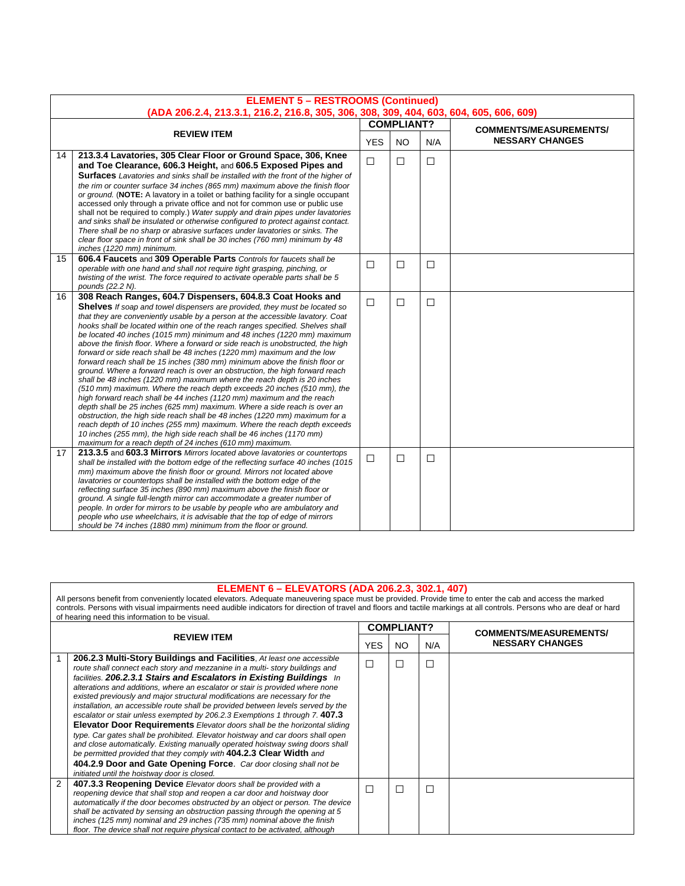## ELEMENT 5 – RESTROOMS (Continued)
### (ADA 206.2.4, 213.3.1, 216.2, 216.8, 305, 306, 308, 309, 404, 603, 604, 605, 606, 609)

| | REVIEW ITEM | COMPLIANT? | | | COMMENTS/MEASUREMENTS/ NESSARY CHANGES |
|---|---|---|---|---|---|
| | | YES | NO | N/A | |
| 14 | **213.3.4 Lavatories, 305 Clear Floor or Ground Space, 306, Knee and Toe Clearance, 606.3 Height,** and **606.5 Exposed Pipes and Surfaces** *Lavatories and sinks shall be installed with the front of the higher of the rim or counter surface 34 inches (865 mm) maximum above the finish floor or ground.* (**NOTE:** A lavatory in a toilet or bathing facility for a single occupant accessed only through a private office and not for common use or public use shall not be required to comply.) *Water supply and drain pipes under lavatories and sinks shall be insulated or otherwise configured to protect against contact. There shall be no sharp or abrasive surfaces under lavatories or sinks. The clear floor space in front of sink shall be 30 inches (760 mm) minimum by 48 inches (1220 mm) minimum.* | ☐ | ☐ | ☐ | |
| 15 | **606.4 Faucets** and **309 Operable Parts** *Controls for faucets shall be operable with one hand and shall not require tight grasping, pinching, or twisting of the wrist. The force required to activate operable parts shall be 5 pounds (22.2 N).* | ☐ | ☐ | ☐ | |
| 16 | **308 Reach Ranges, 604.7 Dispensers, 604.8.3 Coat Hooks and Shelves** *If soap and towel dispensers are provided, they must be located so that they are conveniently usable by a person at the accessible lavatory. Coat hooks shall be located within one of the reach ranges specified. Shelves shall be located 40 inches (1015 mm) minimum and 48 inches (1220 mm) maximum above the finish floor. Where a forward or side reach is unobstructed, the high forward or side reach shall be 48 inches (1220 mm) maximum and the low forward reach shall be 15 inches (380 mm) minimum above the finish floor or ground. Where a forward reach is over an obstruction, the high forward reach shall be 48 inches (1220 mm) maximum where the reach depth is 20 inches (510 mm) maximum. Where the reach depth exceeds 20 inches (510 mm), the high forward reach shall be 44 inches (1120 mm) maximum and the reach depth shall be 25 inches (625 mm) maximum. Where a side reach is over an obstruction, the high side reach shall be 48 inches (1220 mm) maximum for a reach depth of 10 inches (255 mm) maximum. Where the reach depth exceeds 10 inches (255 mm), the high side reach shall be 46 inches (1170 mm) maximum for a reach depth of 24 inches (610 mm) maximum.* | ☐ | ☐ | ☐ | |
| 17 | **213.3.5** and **603.3 Mirrors** *Mirrors located above lavatories or countertops shall be installed with the bottom edge of the reflecting surface 40 inches (1015 mm) maximum above the finish floor or ground. Mirrors not located above lavatories or countertops shall be installed with the bottom edge of the reflecting surface 35 inches (890 mm) maximum above the finish floor or ground. A single full-length mirror can accommodate a greater number of people. In order for mirrors to be usable by people who are ambulatory and people who use wheelchairs, it is advisable that the top of edge of mirrors should be 74 inches (1880 mm) minimum from the floor or ground.* | ☐ | ☐ | ☐ | |

## ELEMENT 6 – ELEVATORS (ADA 206.2.3, 302.1, 407)

All persons benefit from conveniently located elevators. Adequate maneuvering space must be provided. Provide time to enter the cab and access the marked controls. Persons with visual impairments need audible indicators for direction of travel and floors and tactile markings at all controls. Persons who are deaf or hard of hearing need this information to be visual.

| | REVIEW ITEM | COMPLIANT? | | | COMMENTS/MEASUREMENTS/ NESSARY CHANGES |
|---|---|---|---|---|---|
| | | YES | NO | N/A | |
| 1 | **206.2.3 Multi-Story Buildings and Facilities**, *At least one accessible route shall connect each story and mezzanine in a multi- story buildings and facilities.* ***206.2.3.1 Stairs and Escalators in Existing Buildings*** *In alterations and additions, where an escalator or stair is provided where none existed previously and major structural modifications are necessary for the installation, an accessible route shall be provided between levels served by the escalator or stair unless exempted by 206.2.3 Exemptions 1 through 7.* **407.3 Elevator Door Requirements** *Elevator doors shall be the horizontal sliding type. Car gates shall be prohibited. Elevator hoistway and car doors shall open and close automatically. Existing manually operated hoistway swing doors shall be permitted provided that they comply with* **404.2.3 Clear Width** *and* **404.2.9 Door and Gate Opening Force**. *Car door closing shall not be initiated until the hoistway door is closed.* | ☐ | ☐ | ☐ | |
| 2 | **407.3.3 Reopening Device** *Elevator doors shall be provided with a reopening device that shall stop and reopen a car door and hoistway door automatically if the door becomes obstructed by an object or person. The device shall be activated by sensing an obstruction passing through the opening at 5 inches (125 mm) nominal and 29 inches (735 mm) nominal above the finish floor. The device shall not require physical contact to be activated, although* | ☐ | ☐ | ☐ | |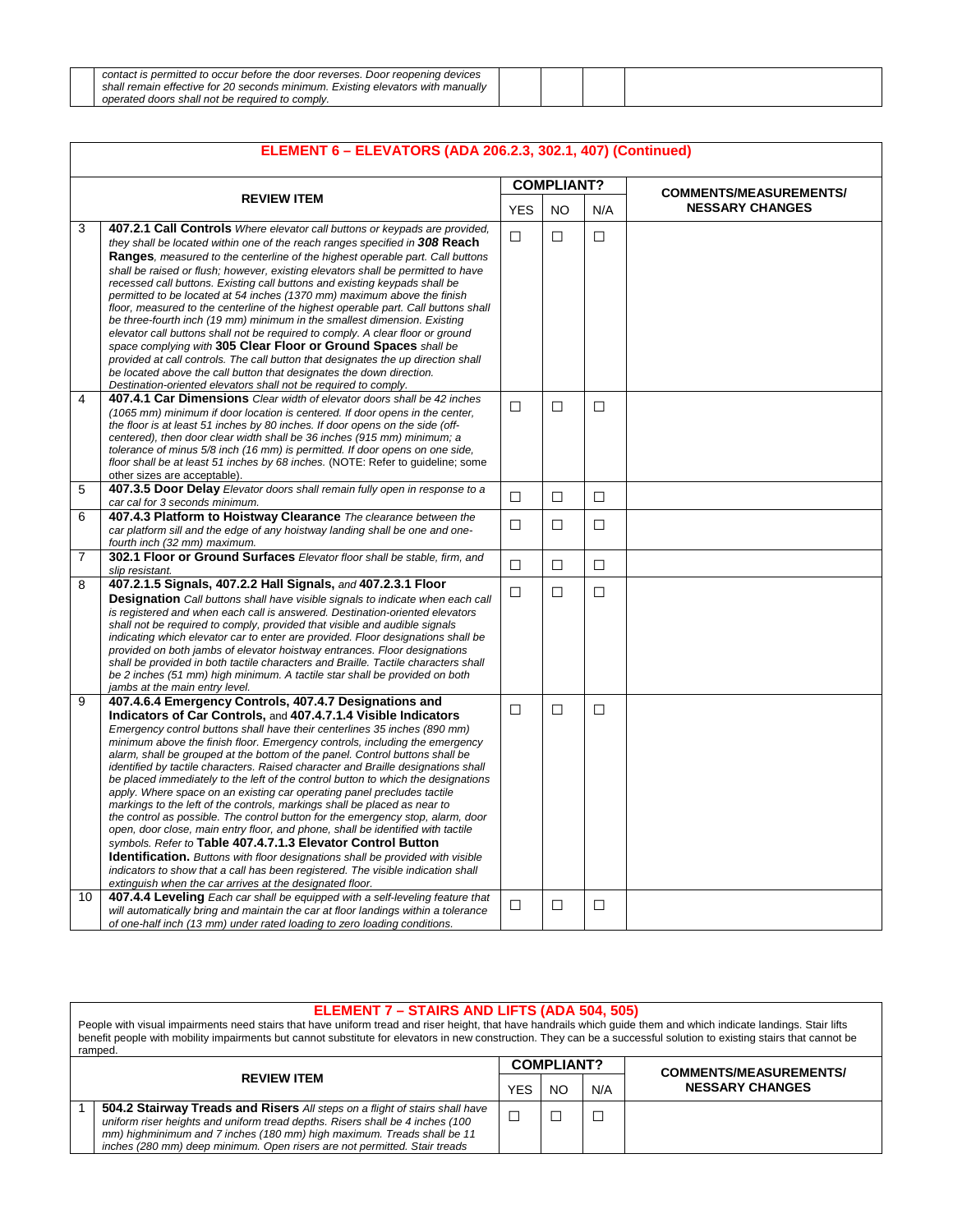| | contact is permitted to occur before the door reverses. Door reopening devices shall remain effective for 20 seconds minimum. Existing elevators with manually operated doors shall not be required to comply. | | | | |
|---|---|---|---|---|---|

## ELEMENT 6 – ELEVATORS (ADA 206.2.3, 302.1, 407) (Continued)

| | REVIEW ITEM | COMPLIANT? | | | COMMENTS/MEASUREMENTS/ NESSARY CHANGES |
|---|---|---|---|---|---|
| | | YES | NO | N/A | |
| 3 | **407.2.1 Call Controls** *Where elevator call buttons or keypads are provided, they shall be located within one of the reach ranges specified in* ***308*** **Reach Ranges***, measured to the centerline of the highest operable part. Call buttons shall be raised or flush; however, existing elevators shall be permitted to have recessed call buttons. Existing call buttons and existing keypads shall be permitted to be located at 54 inches (1370 mm) maximum above the finish floor, measured to the centerline of the highest operable part. Call buttons shall be three-fourth inch (19 mm) minimum in the smallest dimension. Existing elevator call buttons shall not be required to comply. A clear floor or ground space complying with* **305 Clear Floor or Ground Spaces** *shall be provided at call controls. The call button that designates the up direction shall be located above the call button that designates the down direction. Destination-oriented elevators shall not be required to comply.* | ☐ | ☐ | ☐ | |
| 4 | **407.4.1 Car Dimensions** *Clear width of elevator doors shall be 42 inches (1065 mm) minimum if door location is centered. If door opens in the center, the floor is at least 51 inches by 80 inches. If door opens on the side (off-centered), then door clear width shall be 36 inches (915 mm) minimum; a tolerance of minus 5/8 inch (16 mm) is permitted. If door opens on one side, floor shall be at least 51 inches by 68 inches.* (NOTE: Refer to guideline; some other sizes are acceptable). | ☐ | ☐ | ☐ | |
| 5 | **407.3.5 Door Delay** *Elevator doors shall remain fully open in response to a car cal for 3 seconds minimum.* | ☐ | ☐ | ☐ | |
| 6 | **407.4.3 Platform to Hoistway Clearance** *The clearance between the car platform sill and the edge of any hoistway landing shall be one and one-fourth inch (32 mm) maximum.* | ☐ | ☐ | ☐ | |
| 7 | **302.1 Floor or Ground Surfaces** *Elevator floor shall be stable, firm, and slip resistant.* | ☐ | ☐ | ☐ | |
| 8 | **407.2.1.5 Signals, 407.2.2 Hall Signals,** *and* **407.2.3.1 Floor Designation** *Call buttons shall have visible signals to indicate when each call is registered and when each call is answered. Destination-oriented elevators shall not be required to comply, provided that visible and audible signals indicating which elevator car to enter are provided. Floor designations shall be provided on both jambs of elevator hoistway entrances. Floor designations shall be provided in both tactile characters and Braille. Tactile characters shall be 2 inches (51 mm) high minimum. A tactile star shall be provided on both jambs at the main entry level.* | ☐ | ☐ | ☐ | |
| 9 | **407.4.6.4 Emergency Controls, 407.4.7 Designations and Indicators of Car Controls,** and **407.4.7.1.4 Visible Indicators** *Emergency control buttons shall have their centerlines 35 inches (890 mm) minimum above the finish floor. Emergency controls, including the emergency alarm, shall be grouped at the bottom of the panel. Control buttons shall be identified by tactile characters. Raised character and Braille designations shall be placed immediately to the left of the control button to which the designations apply. Where space on an existing car operating panel precludes tactile markings to the left of the controls, markings shall be placed as near to the control as possible. The control button for the emergency stop, alarm, door open, door close, main entry floor, and phone, shall be identified with tactile symbols. Refer to* **Table 407.4.7.1.3 Elevator Control Button Identification.** *Buttons with floor designations shall be provided with visible indicators to show that a call has been registered. The visible indication shall extinguish when the car arrives at the designated floor.* | ☐ | ☐ | ☐ | |
| 10 | **407.4.4 Leveling** *Each car shall be equipped with a self-leveling feature that will automatically bring and maintain the car at floor landings within a tolerance of one-half inch (13 mm) under rated loading to zero loading conditions.* | ☐ | ☐ | ☐ | |

## ELEMENT 7 – STAIRS AND LIFTS (ADA 504, 505)

People with visual impairments need stairs that have uniform tread and riser height, that have handrails which guide them and which indicate landings. Stair lifts benefit people with mobility impairments but cannot substitute for elevators in new construction. They can be a successful solution to existing stairs that cannot be ramped.

| | REVIEW ITEM | COMPLIANT? | | | COMMENTS/MEASUREMENTS/ NESSARY CHANGES |
|---|---|---|---|---|---|
| | | YES | NO | N/A | |
| 1 | **504.2 Stairway Treads and Risers** *All steps on a flight of stairs shall have uniform riser heights and uniform tread depths. Risers shall be 4 inches (100 mm) highminimum and 7 inches (180 mm) high maximum. Treads shall be 11 inches (280 mm) deep minimum. Open risers are not permitted. Stair treads* | ☐ | ☐ | ☐ | |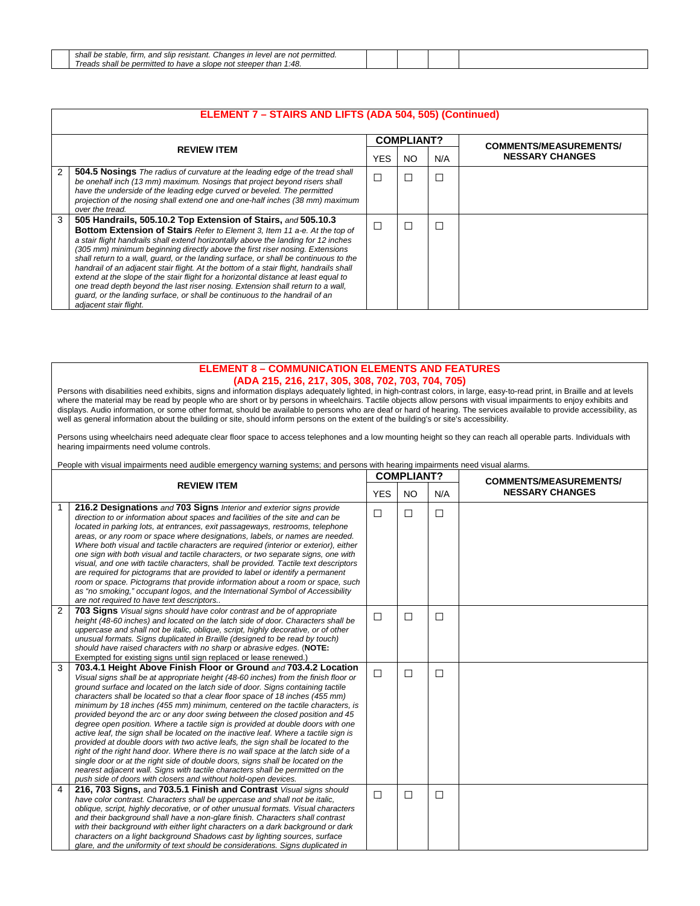| | *shall be stable, firm, and slip resistant. Changes in level are not permitted. Treads shall be permitted to have a slope not steeper than 1:48.* | | | | |
|---|---|---|---|---|---|

## ELEMENT 7 – STAIRS AND LIFTS (ADA 504, 505) (Continued)

| | REVIEW ITEM | COMPLIANT? | | | COMMENTS/MEASUREMENTS/ NESSARY CHANGES |
|---|---|---|---|---|---|
| | | YES | NO | N/A | |
| 2 | **504.5 Nosings** *The radius of curvature at the leading edge of the tread shall be onehalf inch (13 mm) maximum. Nosings that project beyond risers shall have the underside of the leading edge curved or beveled. The permitted projection of the nosing shall extend one and one-half inches (38 mm) maximum over the tread.* | ☐ | ☐ | ☐ | |
| 3 | **505 Handrails, 505.10.2 Top Extension of Stairs,** *and* **505.10.3 Bottom Extension of Stairs** *Refer to Element 3, Item 11 a-e. At the top of a stair flight handrails shall extend horizontally above the landing for 12 inches (305 mm) minimum beginning directly above the first riser nosing. Extensions shall return to a wall, guard, or the landing surface, or shall be continuous to the handrail of an adjacent stair flight. At the bottom of a stair flight, handrails shall extend at the slope of the stair flight for a horizontal distance at least equal to one tread depth beyond the last riser nosing. Extension shall return to a wall, guard, or the landing surface, or shall be continuous to the handrail of an adjacent stair flight.* | ☐ | ☐ | ☐ | |

## ELEMENT 8 – COMMUNICATION ELEMENTS AND FEATURES (ADA 215, 216, 217, 305, 308, 702, 703, 704, 705)

Persons with disabilities need exhibits, signs and information displays adequately lighted, in high-contrast colors, in large, easy-to-read print, in Braille and at levels where the material may be read by people who are short or by persons in wheelchairs. Tactile objects allow persons with visual impairments to enjoy exhibits and displays. Audio information, or some other format, should be available to persons who are deaf or hard of hearing. The services available to provide accessibility, as well as general information about the building or site, should inform persons on the extent of the building's or site's accessibility.

Persons using wheelchairs need adequate clear floor space to access telephones and a low mounting height so they can reach all operable parts. Individuals with hearing impairments need volume controls.

People with visual impairments need audible emergency warning systems; and persons with hearing impairments need visual alarms.

| | REVIEW ITEM | COMPLIANT? | | | COMMENTS/MEASUREMENTS/ NESSARY CHANGES |
|---|---|---|---|---|---|
| | | YES | NO | N/A | |
| 1 | **216.2 Designations** *and* **703 Signs** *Interior and exterior signs provide direction to or information about spaces and facilities of the site and can be located in parking lots, at entrances, exit passageways, restrooms, telephone areas, or any room or space where designations, labels, or names are needed. Where both visual and tactile characters are required (interior or exterior), either one sign with both visual and tactile characters, or two separate signs, one with visual, and one with tactile characters, shall be provided. Tactile text descriptors are required for pictograms that are provided to label or identify a permanent room or space. Pictograms that provide information about a room or space, such as "no smoking," occupant logos, and the International Symbol of Accessibility are not required to have text descriptors..* | ☐ | ☐ | ☐ | |
| 2 | **703 Signs** *Visual signs should have color contrast and be of appropriate height (48-60 inches) and located on the latch side of door. Characters shall be uppercase and shall not be italic, oblique, script, highly decorative, or of other unusual formats. Signs duplicated in Braille (designed to be read by touch) should have raised characters with no sharp or abrasive edges.* (**NOTE:** Exempted for existing signs until sign replaced or lease renewed.) | ☐ | ☐ | ☐ | |
| 3 | **703.4.1 Height Above Finish Floor or Ground** *and* **703.4.2 Location** *Visual signs shall be at appropriate height (48-60 inches) from the finish floor or ground surface and located on the latch side of door. Signs containing tactile characters shall be located so that a clear floor space of 18 inches (455 mm) minimum by 18 inches (455 mm) minimum, centered on the tactile characters, is provided beyond the arc or any door swing between the closed position and 45 degree open position. Where a tactile sign is provided at double doors with one active leaf, the sign shall be located on the inactive leaf. Where a tactile sign is provided at double doors with two active leafs, the sign shall be located to the right of the right hand door. Where there is no wall space at the latch side of a single door or at the right side of double doors, signs shall be located on the nearest adjacent wall. Signs with tactile characters shall be permitted on the push side of doors with closers and without hold-open devices.* | ☐ | ☐ | ☐ | |
| 4 | **216, 703 Signs,** and **703.5.1 Finish and Contrast** *Visual signs should have color contrast. Characters shall be uppercase and shall not be italic, oblique, script, highly decorative, or of other unusual formats. Visual characters and their background shall have a non-glare finish. Characters shall contrast with their background with either light characters on a dark background or dark characters on a light background Shadows cast by lighting sources, surface glare, and the uniformity of text should be considerations. Signs duplicated in* | ☐ | ☐ | ☐ | |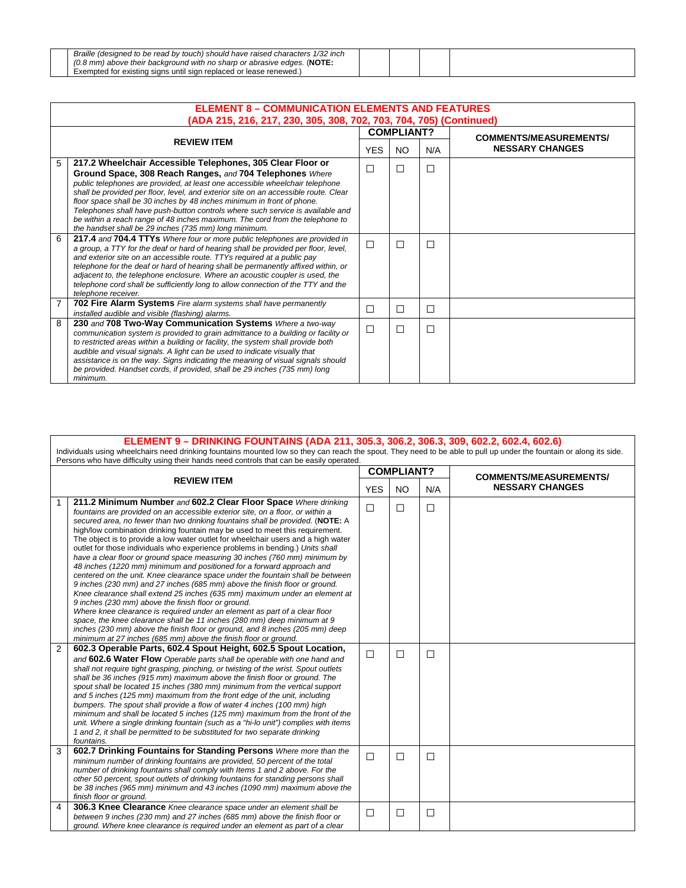| | *Braille (designed to be read by touch) should have raised characters 1/32 inch (0.8 mm) above their background with no sharp or abrasive edges.* (**NOTE:** Exempted for existing signs until sign replaced or lease renewed.) | | | | |
|---|---|---|---|---|---|

## ELEMENT 8 – COMMUNICATION ELEMENTS AND FEATURES (ADA 215, 216, 217, 230, 305, 308, 702, 703, 704, 705) (Continued)

| | REVIEW ITEM | COMPLIANT? | | | COMMENTS/MEASUREMENTS/ NESSARY CHANGES |
|---|---|---|---|---|---|
| | | YES | NO | N/A | |
| 5 | **217.2 Wheelchair Accessible Telephones, 305 Clear Floor or Ground Space, 308 Reach Ranges,** *and* **704 Telephones** *Where public telephones are provided, at least one accessible wheelchair telephone shall be provided per floor, level, and exterior site on an accessible route. Clear floor space shall be 30 inches by 48 inches minimum in front of phone. Telephones shall have push-button controls where such service is available and be within a reach range of 48 inches maximum. The cord from the telephone to the handset shall be 29 inches (735 mm) long minimum.* | ☐ | ☐ | ☐ | |
| 6 | **217.4** *and* **704.4 TTYs** *Where four or more public telephones are provided in a group, a TTY for the deaf or hard of hearing shall be provided per floor, level, and exterior site on an accessible route. TTYs required at a public pay telephone for the deaf or hard of hearing shall be permanently affixed within, or adjacent to, the telephone enclosure. Where an acoustic coupler is used, the telephone cord shall be sufficiently long to allow connection of the TTY and the telephone receiver.* | ☐ | ☐ | ☐ | |
| 7 | **702 Fire Alarm Systems** *Fire alarm systems shall have permanently installed audible and visible (flashing) alarms.* | ☐ | ☐ | ☐ | |
| 8 | **230** *and* **708 Two-Way Communication Systems** *Where a two-way communication system is provided to grain admittance to a building or facility or to restricted areas within a building or facility, the system shall provide both audible and visual signals. A light can be used to indicate visually that assistance is on the way. Signs indicating the meaning of visual signals should be provided. Handset cords, if provided, shall be 29 inches (735 mm) long minimum.* | ☐ | ☐ | ☐ | |

## ELEMENT 9 – DRINKING FOUNTAINS (ADA 211, 305.3, 306.2, 306.3, 309, 602.2, 602.4, 602.6)

Individuals using wheelchairs need drinking fountains mounted low so they can reach the spout. They need to be able to pull up under the fountain or along its side. Persons who have difficulty using their hands need controls that can be easily operated.

| | REVIEW ITEM | COMPLIANT? | | | COMMENTS/MEASUREMENTS/ NESSARY CHANGES |
|---|---|---|---|---|---|
| | | YES | NO | N/A | |
| 1 | **211.2 Minimum Number** *and* **602.2 Clear Floor Space** *Where drinking fountains are provided on an accessible exterior site, on a floor, or within a secured area, no fewer than two drinking fountains shall be provided.* (**NOTE:** A high/low combination drinking fountain may be used to meet this requirement. The object is to provide a low water outlet for wheelchair users and a high water outlet for those individuals who experience problems in bending.) *Units shall have a clear floor or ground space measuring 30 inches (760 mm) minimum by 48 inches (1220 mm) minimum and positioned for a forward approach and centered on the unit. Knee clearance space under the fountain shall be between 9 inches (230 mm) and 27 inches (685 mm) above the finish floor or ground. Knee clearance shall extend 25 inches (635 mm) maximum under an element at 9 inches (230 mm) above the finish floor or ground. Where knee clearance is required under an element as part of a clear floor space, the knee clearance shall be 11 inches (280 mm) deep minimum at 9 inches (230 mm) above the finish floor or ground, and 8 inches (205 mm) deep minimum at 27 inches (685 mm) above the finish floor or ground.* | ☐ | ☐ | ☐ | |
| 2 | **602.3 Operable Parts, 602.4 Spout Height, 602.5 Spout Location,** *and* **602.6 Water Flow** *Operable parts shall be operable with one hand and shall not require tight grasping, pinching, or twisting of the wrist. Spout outlets shall be 36 inches (915 mm) maximum above the finish floor or ground. The spout shall be located 15 inches (380 mm) minimum from the vertical support and 5 inches (125 mm) maximum from the front edge of the unit, including bumpers. The spout shall provide a flow of water 4 inches (100 mm) high minimum and shall be located 5 inches (125 mm) maximum from the front of the unit. Where a single drinking fountain (such as a "hi-lo unit") complies with items 1 and 2, it shall be permitted to be substituted for two separate drinking fountains.* | ☐ | ☐ | ☐ | |
| 3 | **602.7 Drinking Fountains for Standing Persons** *Where more than the minimum number of drinking fountains are provided, 50 percent of the total number of drinking fountains shall comply with Items 1 and 2 above. For the other 50 percent, spout outlets of drinking fountains for standing persons shall be 38 inches (965 mm) minimum and 43 inches (1090 mm) maximum above the finish floor or ground.* | ☐ | ☐ | ☐ | |
| 4 | **306.3 Knee Clearance** *Knee clearance space under an element shall be between 9 inches (230 mm) and 27 inches (685 mm) above the finish floor or ground. Where knee clearance is required under an element as part of a clear* | ☐ | ☐ | ☐ | |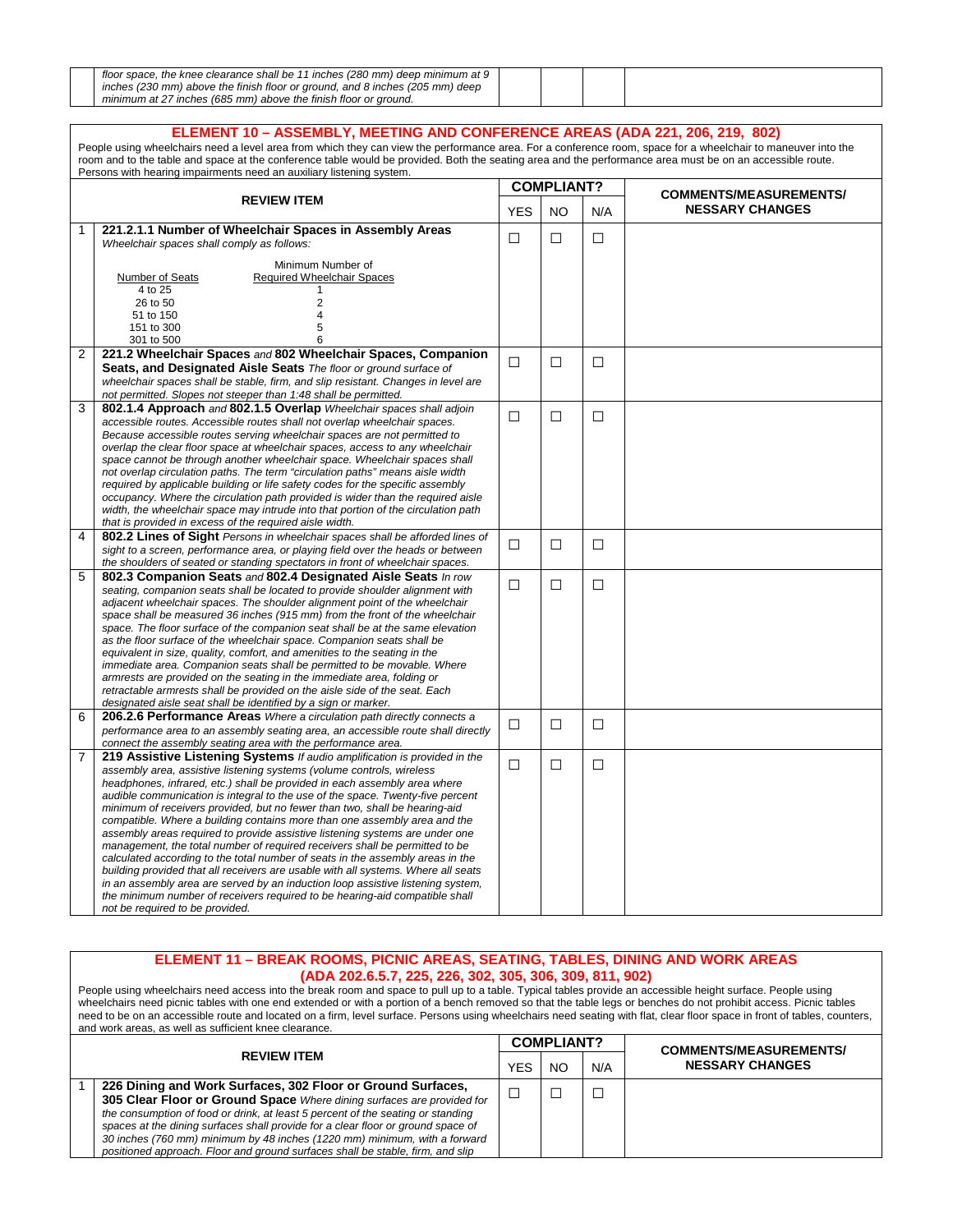| | | | | | |
|---|---|---|---|---|---|
| | *floor space, the knee clearance shall be 11 inches (280 mm) deep minimum at 9 inches (230 mm) above the finish floor or ground, and 8 inches (205 mm) deep minimum at 27 inches (685 mm) above the finish floor or ground.* | | | | |

## ELEMENT 10 – ASSEMBLY, MEETING AND CONFERENCE AREAS (ADA 221, 206, 219, 802)

People using wheelchairs need a level area from which they can view the performance area. For a conference room, space for a wheelchair to maneuver into the room and to the table and space at the conference table would be provided. Both the seating area and the performance area must be on an accessible route. Persons with hearing impairments need an auxiliary listening system.

| | REVIEW ITEM | COMPLIANT? | | | COMMENTS/MEASUREMENTS/ NESSARY CHANGES |
|---|---|---|---|---|---|
| | | YES | NO | N/A | |
| 1 | **221.2.1.1 Number of Wheelchair Spaces in Assembly Areas** *Wheelchair spaces shall comply as follows:*<br><br>Number of Seats – Minimum Number of Required Wheelchair Spaces<br>4 to 25 – 1<br>26 to 50 – 2<br>51 to 150 – 4<br>151 to 300 – 5<br>301 to 500 – 6 | ☐ | ☐ | ☐ | |
| 2 | **221.2 Wheelchair Spaces** *and* **802 Wheelchair Spaces, Companion Seats, and Designated Aisle Seats** *The floor or ground surface of wheelchair spaces shall be stable, firm, and slip resistant. Changes in level are not permitted. Slopes not steeper than 1:48 shall be permitted.* | ☐ | ☐ | ☐ | |
| 3 | **802.1.4 Approach** *and* **802.1.5 Overlap** *Wheelchair spaces shall adjoin accessible routes. Accessible routes shall not overlap wheelchair spaces. Because accessible routes serving wheelchair spaces are not permitted to overlap the clear floor space at wheelchair spaces, access to any wheelchair space cannot be through another wheelchair space. Wheelchair spaces shall not overlap circulation paths. The term "circulation paths" means aisle width required by applicable building or life safety codes for the specific assembly occupancy. Where the circulation path provided is wider than the required aisle width, the wheelchair space may intrude into that portion of the circulation path that is provided in excess of the required aisle width.* | ☐ | ☐ | ☐ | |
| 4 | **802.2 Lines of Sight** *Persons in wheelchair spaces shall be afforded lines of sight to a screen, performance area, or playing field over the heads or between the shoulders of seated or standing spectators in front of wheelchair spaces.* | ☐ | ☐ | ☐ | |
| 5 | **802.3 Companion Seats** *and* **802.4 Designated Aisle Seats** *In row seating, companion seats shall be located to provide shoulder alignment with adjacent wheelchair spaces. The shoulder alignment point of the wheelchair space shall be measured 36 inches (915 mm) from the front of the wheelchair space. The floor surface of the companion seat shall be at the same elevation as the floor surface of the wheelchair space. Companion seats shall be equivalent in size, quality, comfort, and amenities to the seating in the immediate area. Companion seats shall be permitted to be movable. Where armrests are provided on the seating in the immediate area, folding or retractable armrests shall be provided on the aisle side of the seat. Each designated aisle seat shall be identified by a sign or marker.* | ☐ | ☐ | ☐ | |
| 6 | **206.2.6 Performance Areas** *Where a circulation path directly connects a performance area to an assembly seating area, an accessible route shall directly connect the assembly seating area with the performance area.* | ☐ | ☐ | ☐ | |
| 7 | **219 Assistive Listening Systems** *If audio amplification is provided in the assembly area, assistive listening systems (volume controls, wireless headphones, infrared, etc.) shall be provided in each assembly area where audible communication is integral to the use of the space. Twenty-five percent minimum of receivers provided, but no fewer than two, shall be hearing-aid compatible. Where a building contains more than one assembly area and the assembly areas required to provide assistive listening systems are under one management, the total number of required receivers shall be permitted to be calculated according to the total number of seats in the assembly areas in the building provided that all receivers are usable with all systems. Where all seats in an assembly area are served by an induction loop assistive listening system, the minimum number of receivers required to be hearing-aid compatible shall not be required to be provided.* | ☐ | ☐ | ☐ | |

## ELEMENT 11 – BREAK ROOMS, PICNIC AREAS, SEATING, TABLES, DINING AND WORK AREAS (ADA 202.6.5.7, 225, 226, 302, 305, 306, 309, 811, 902)

People using wheelchairs need access into the break room and space to pull up to a table. Typical tables provide an accessible height surface. People using wheelchairs need picnic tables with one end extended or with a portion of a bench removed so that the table legs or benches do not prohibit access. Picnic tables need to be on an accessible route and located on a firm, level surface. Persons using wheelchairs need seating with flat, clear floor space in front of tables, counters, and work areas, as well as sufficient knee clearance.

| | REVIEW ITEM | COMPLIANT? | | | COMMENTS/MEASUREMENTS/ NESSARY CHANGES |
|---|---|---|---|---|---|
| | | YES | NO | N/A | |
| 1 | **226 Dining and Work Surfaces, 302 Floor or Ground Surfaces, 305 Clear Floor or Ground Space** *Where dining surfaces are provided for the consumption of food or drink, at least 5 percent of the seating or standing spaces at the dining surfaces shall provide for a clear floor or ground space of 30 inches (760 mm) minimum by 48 inches (1220 mm) minimum, with a forward positioned approach. Floor and ground surfaces shall be stable, firm, and slip* | ☐ | ☐ | ☐ | |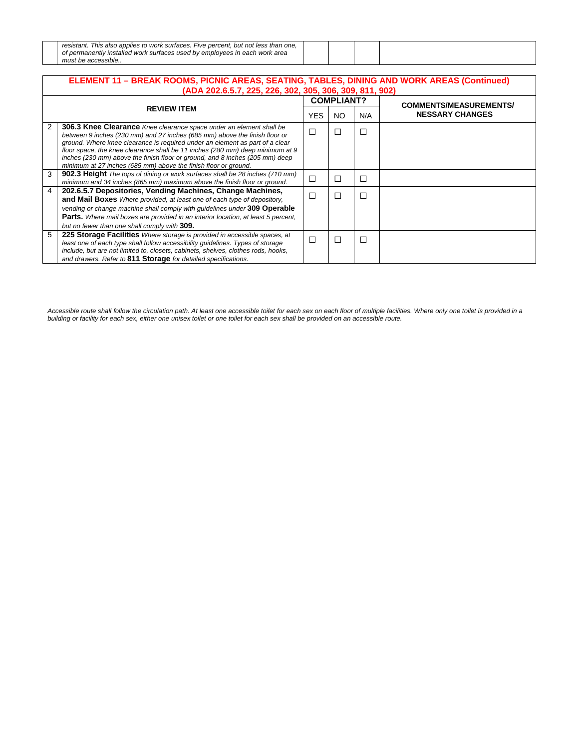| | | | | | |
|---|---|---|---|---|---|
| | *resistant. This also applies to work surfaces. Five percent, but not less than one, of permanently installed work surfaces used by employees in each work area must be accessible..* | | | | |

**ELEMENT 11 – BREAK ROOMS, PICNIC AREAS, SEATING, TABLES, DINING AND WORK AREAS (Continued) (ADA 202.6.5.7, 225, 226, 302, 305, 306, 309, 811, 902)**

| | REVIEW ITEM | COMPLIANT? | | | COMMENTS/MEASUREMENTS/ NESSARY CHANGES |
|---|---|---|---|---|---|
| | | YES | NO | N/A | |
| 2 | **306.3 Knee Clearance** *Knee clearance space under an element shall be between 9 inches (230 mm) and 27 inches (685 mm) above the finish floor or ground. Where knee clearance is required under an element as part of a clear floor space, the knee clearance shall be 11 inches (280 mm) deep minimum at 9 inches (230 mm) above the finish floor or ground, and 8 inches (205 mm) deep minimum at 27 inches (685 mm) above the finish floor or ground.* | ☐ | ☐ | ☐ | |
| 3 | **902.3 Height** *The tops of dining or work surfaces shall be 28 inches (710 mm) minimum and 34 inches (865 mm) maximum above the finish floor or ground.* | ☐ | ☐ | ☐ | |
| 4 | **202.6.5.7 Depositories, Vending Machines, Change Machines, and Mail Boxes** *Where provided, at least one of each type of depository, vending or change machine shall comply with guidelines under* **309 Operable Parts.** *Where mail boxes are provided in an interior location, at least 5 percent, but no fewer than one shall comply with* **309.** | ☐ | ☐ | ☐ | |
| 5 | **225 Storage Facilities** *Where storage is provided in accessible spaces, at least one of each type shall follow accessibility guidelines. Types of storage include, but are not limited to, closets, cabinets, shelves, clothes rods, hooks, and drawers. Refer to* **811 Storage** *for detailed specifications.* | ☐ | ☐ | ☐ | |

*Accessible route shall follow the circulation path. At least one accessible toilet for each sex on each floor of multiple facilities. Where only one toilet is provided in a building or facility for each sex, either one unisex toilet or one toilet for each sex shall be provided on an accessible route.*